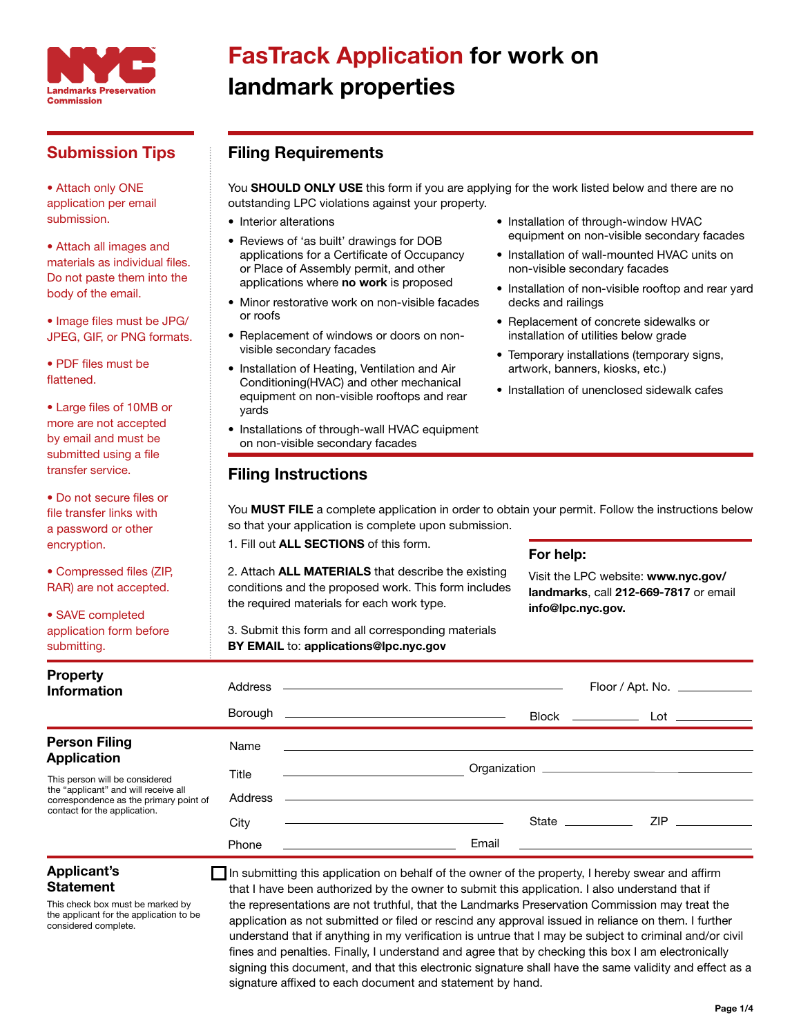NYC Landmarks Preservation Commission

# FasTrack Application for work on landmark properties

## Submission Tips

- Attach only ONE application per email submission.
- Attach all images and materials as individual files. Do not paste them into the body of the email.
- Image files must be JPG/JPEG, GIF, or PNG formats.
- PDF files must be flattened.
- Large files of 10MB or more are not accepted by email and must be submitted using a file transfer service.
- Do not secure files or file transfer links with a password or other encryption.
- Compressed files (ZIP, RAR) are not accepted.
- SAVE completed application form before submitting.

## Filing Requirements

You **SHOULD ONLY USE** this form if you are applying for the work listed below and there are no outstanding LPC violations against your property.

- Interior alterations
- Reviews of 'as built' drawings for DOB applications for a Certificate of Occupancy or Place of Assembly permit, and other applications where **no work** is proposed
- Minor restorative work on non-visible facades or roofs
- Replacement of windows or doors on non-visible secondary facades
- Installation of Heating, Ventilation and Air Conditioning(HVAC) and other mechanical equipment on non-visible rooftops and rear yards
- Installations of through-wall HVAC equipment on non-visible secondary facades
- Installation of through-window HVAC equipment on non-visible secondary facades
- Installation of wall-mounted HVAC units on non-visible secondary facades
- Installation of non-visible rooftop and rear yard decks and railings
- Replacement of concrete sidewalks or installation of utilities below grade
- Temporary installations (temporary signs, artwork, banners, kiosks, etc.)
- Installation of unenclosed sidewalk cafes

## Filing Instructions

You **MUST FILE** a complete application in order to obtain your permit. Follow the instructions below so that your application is complete upon submission.

1. Fill out **ALL SECTIONS** of this form.

2. Attach **ALL MATERIALS** that describe the existing conditions and the proposed work. This form includes the required materials for each work type.

3. Submit this form and all corresponding materials **BY EMAIL** to: **applications@lpc.nyc.gov**

**For help:**

Visit the LPC website: **www.nyc.gov/landmarks**, call **212-669-7817** or email **info@lpc.nyc.gov.**

## Property Information

Address ______________________ Floor / Apt. No. __________

Borough ______________________ Block __________ Lot __________

## Person Filing Application

This person will be considered the "applicant" and will receive all correspondence as the primary point of contact for the application.

Name ______________________

Title ______________________ Organization ______________________

Address ______________________

City ______________________ State __________ ZIP __________

Phone ______________________ Email ______________________

## Applicant's Statement

This check box must be marked by the applicant for the application to be considered complete.

☐ In submitting this application on behalf of the owner of the property, I hereby swear and affirm that I have been authorized by the owner to submit this application. I also understand that if the representations are not truthful, that the Landmarks Preservation Commission may treat the application as not submitted or filed or rescind any approval issued in reliance on them. I further understand that if anything in my verification is untrue that I may be subject to criminal and/or civil fines and penalties. Finally, I understand and agree that by checking this box I am electronically signing this document, and that this electronic signature shall have the same validity and effect as a signature affixed to each document and statement by hand.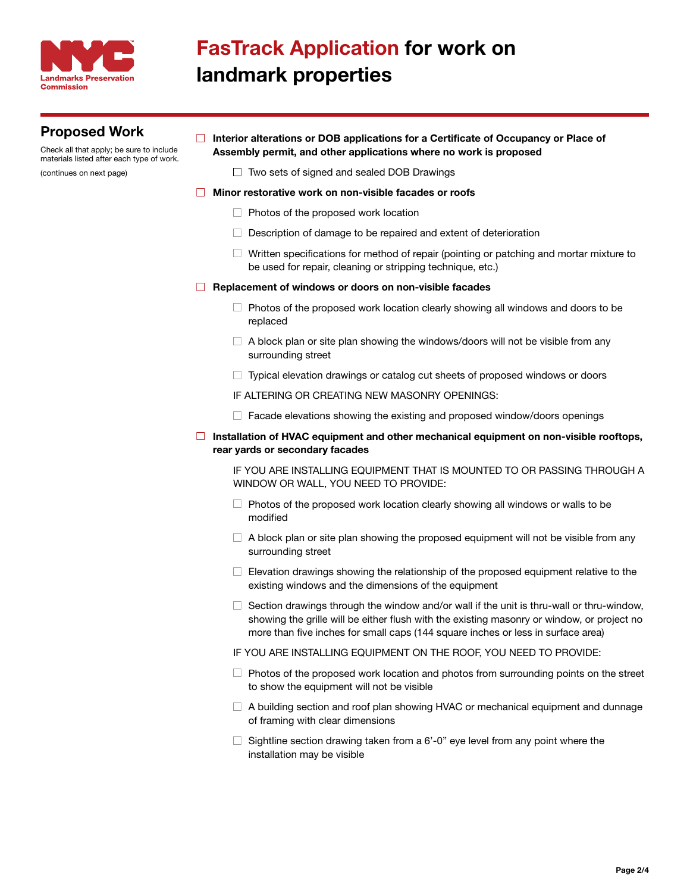# FasTrack Application for work on landmark properties

## Proposed Work

Check all that apply; be sure to include materials listed after each type of work.

(continues on next page)

- ☐ **Interior alterations or DOB applications for a Certificate of Occupancy or Place of Assembly permit, and other applications where no work is proposed**
  - ☐ Two sets of signed and sealed DOB Drawings
- ☐ **Minor restorative work on non-visible facades or roofs**
  - ☐ Photos of the proposed work location
  - ☐ Description of damage to be repaired and extent of deterioration
  - ☐ Written specifications for method of repair (pointing or patching and mortar mixture to be used for repair, cleaning or stripping technique, etc.)
- ☐ **Replacement of windows or doors on non-visible facades**
  - ☐ Photos of the proposed work location clearly showing all windows and doors to be replaced
  - ☐ A block plan or site plan showing the windows/doors will not be visible from any surrounding street
  - ☐ Typical elevation drawings or catalog cut sheets of proposed windows or doors

  IF ALTERING OR CREATING NEW MASONRY OPENINGS:

  - ☐ Facade elevations showing the existing and proposed window/doors openings
- ☐ **Installation of HVAC equipment and other mechanical equipment on non-visible rooftops, rear yards or secondary facades**

  IF YOU ARE INSTALLING EQUIPMENT THAT IS MOUNTED TO OR PASSING THROUGH A WINDOW OR WALL, YOU NEED TO PROVIDE:

  - ☐ Photos of the proposed work location clearly showing all windows or walls to be modified
  - ☐ A block plan or site plan showing the proposed equipment will not be visible from any surrounding street
  - ☐ Elevation drawings showing the relationship of the proposed equipment relative to the existing windows and the dimensions of the equipment
  - ☐ Section drawings through the window and/or wall if the unit is thru-wall or thru-window, showing the grille will be either flush with the existing masonry or window, or project no more than five inches for small caps (144 square inches or less in surface area)

  IF YOU ARE INSTALLING EQUIPMENT ON THE ROOF, YOU NEED TO PROVIDE:

  - ☐ Photos of the proposed work location and photos from surrounding points on the street to show the equipment will not be visible
  - ☐ A building section and roof plan showing HVAC or mechanical equipment and dunnage of framing with clear dimensions
  - ☐ Sightline section drawing taken from a 6'-0" eye level from any point where the installation may be visible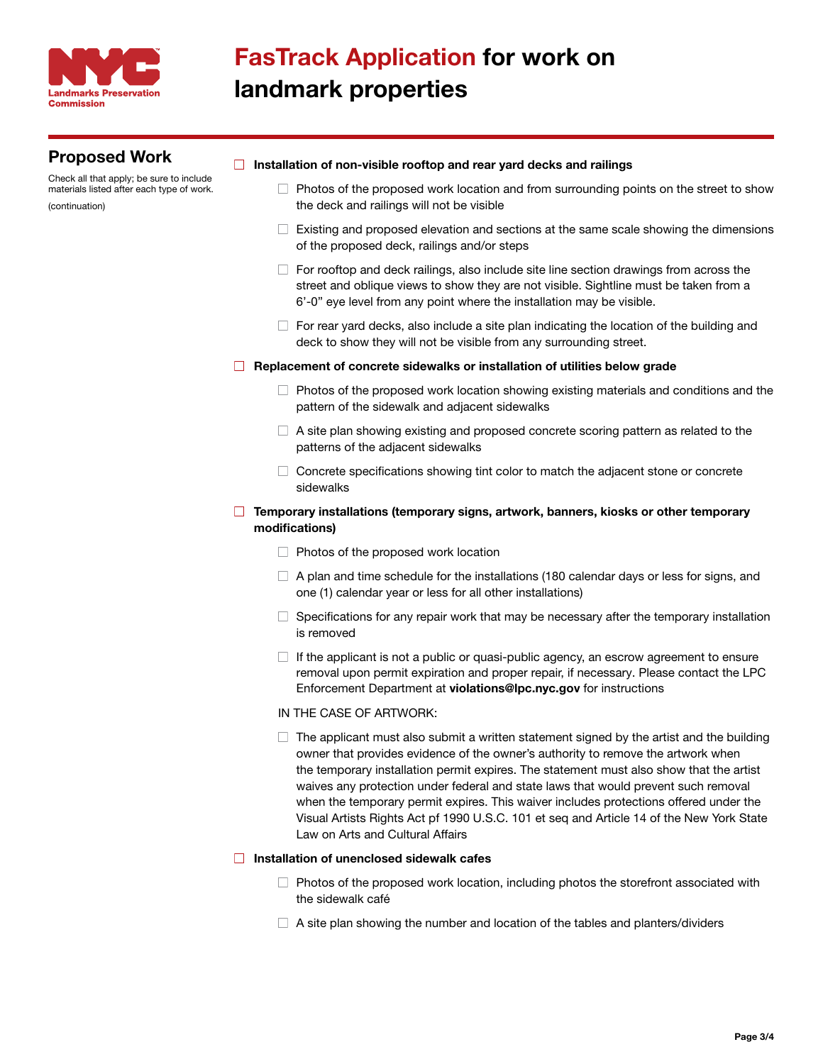# FasTrack Application for work on landmark properties

## Proposed Work

Check all that apply; be sure to include materials listed after each type of work.

(continuation)

- [ ] **Installation of non-visible rooftop and rear yard decks and railings**
  - [ ] Photos of the proposed work location and from surrounding points on the street to show the deck and railings will not be visible
  - [ ] Existing and proposed elevation and sections at the same scale showing the dimensions of the proposed deck, railings and/or steps
  - [ ] For rooftop and deck railings, also include site line section drawings from across the street and oblique views to show they are not visible. Sightline must be taken from a 6'-0" eye level from any point where the installation may be visible.
  - [ ] For rear yard decks, also include a site plan indicating the location of the building and deck to show they will not be visible from any surrounding street.
- [ ] **Replacement of concrete sidewalks or installation of utilities below grade**
  - [ ] Photos of the proposed work location showing existing materials and conditions and the pattern of the sidewalk and adjacent sidewalks
  - [ ] A site plan showing existing and proposed concrete scoring pattern as related to the patterns of the adjacent sidewalks
  - [ ] Concrete specifications showing tint color to match the adjacent stone or concrete sidewalks
- [ ] **Temporary installations (temporary signs, artwork, banners, kiosks or other temporary modifications)**
  - [ ] Photos of the proposed work location
  - [ ] A plan and time schedule for the installations (180 calendar days or less for signs, and one (1) calendar year or less for all other installations)
  - [ ] Specifications for any repair work that may be necessary after the temporary installation is removed
  - [ ] If the applicant is not a public or quasi-public agency, an escrow agreement to ensure removal upon permit expiration and proper repair, if necessary. Please contact the LPC Enforcement Department at **violations@lpc.nyc.gov** for instructions

  IN THE CASE OF ARTWORK:

  - [ ] The applicant must also submit a written statement signed by the artist and the building owner that provides evidence of the owner's authority to remove the artwork when the temporary installation permit expires. The statement must also show that the artist waives any protection under federal and state laws that would prevent such removal when the temporary permit expires. This waiver includes protections offered under the Visual Artists Rights Act pf 1990 U.S.C. 101 et seq and Article 14 of the New York State Law on Arts and Cultural Affairs
- [ ] **Installation of unenclosed sidewalk cafes**
  - [ ] Photos of the proposed work location, including photos the storefront associated with the sidewalk café
  - [ ] A site plan showing the number and location of the tables and planters/dividers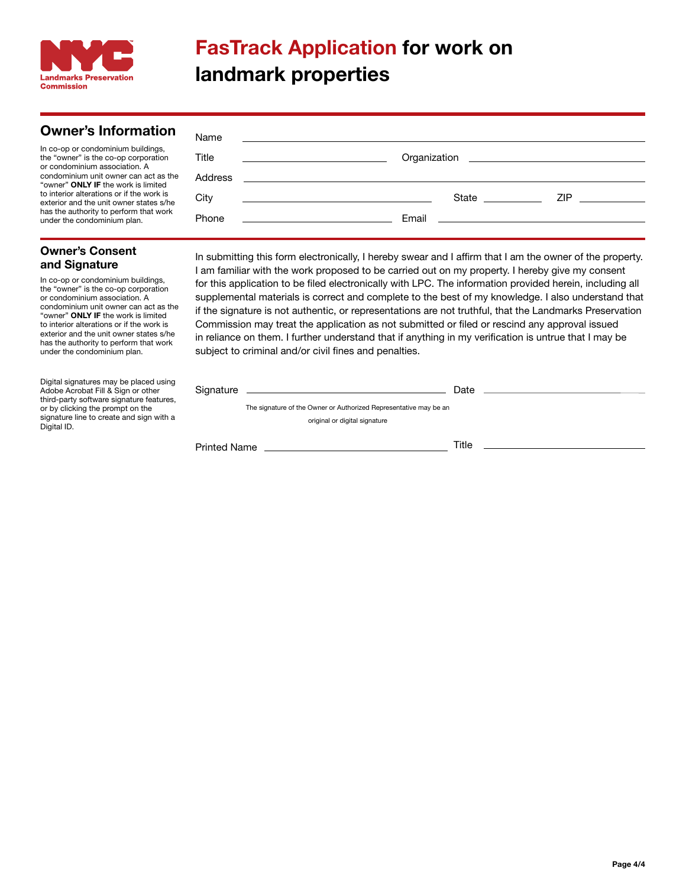Landmarks Preservation Commission

# FasTrack Application for work on landmark properties

## Owner's Information

In co-op or condominium buildings, the "owner" is the co-op corporation or condominium association. A condominium unit owner can act as the "owner" **ONLY IF** the work is limited to interior alterations or if the work is exterior and the unit owner states s/he has the authority to perform that work under the condominium plan.

Name ______________________________

Title ______________ Organization ______________

Address ______________________________

City ______________ State ________ ZIP ________

Phone ______________ Email ______________

## Owner's Consent and Signature

In co-op or condominium buildings, the "owner" is the co-op corporation or condominium association. A condominium unit owner can act as the "owner" **ONLY IF** the work is limited to interior alterations or if the work is exterior and the unit owner states s/he has the authority to perform that work under the condominium plan.

Digital signatures may be placed using Adobe Acrobat Fill & Sign or other third-party software signature features, or by clicking the prompt on the signature line to create and sign with a Digital ID.

In submitting this form electronically, I hereby swear and I affirm that I am the owner of the property. I am familiar with the work proposed to be carried out on my property. I hereby give my consent for this application to be filed electronically with LPC. The information provided herein, including all supplemental materials is correct and complete to the best of my knowledge. I also understand that if the signature is not authentic, or representations are not truthful, that the Landmarks Preservation Commission may treat the application as not submitted or filed or rescind any approval issued in reliance on them. I further understand that if anything in my verification is untrue that I may be subject to criminal and/or civil fines and penalties.

Signature ______________________________ Date ______________

The signature of the Owner or Authorized Representative may be an original or digital signature

Printed Name ______________________________ Title ______________